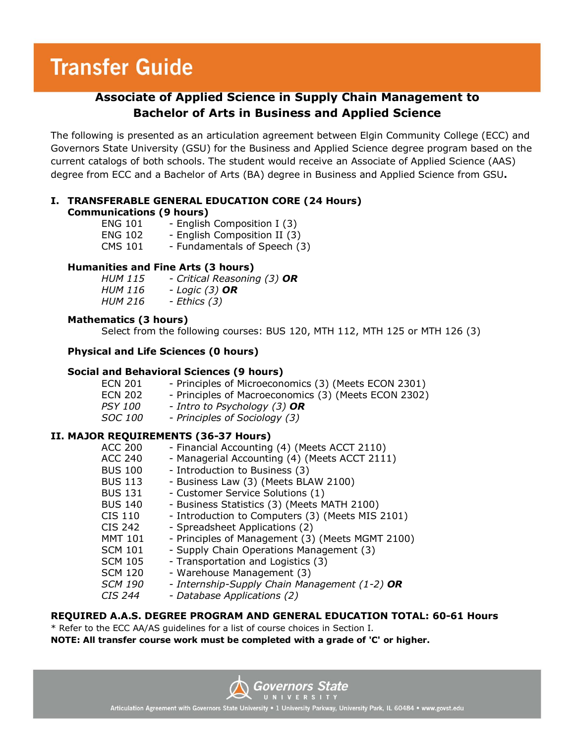# Transfer Guide

## Associate of Applied Science in Supply Chain Management to Bachelor of Arts in Business and Applied Science

The following is presented as an articulation agreement between Elgin Community College (ECC) and Governors State University (GSU) for the Business and Applied Science degree program based on the current catalogs of both schools. The student would receive an Associate of Applied Science (AAS) degree from ECC and a Bachelor of Arts (BA) degree in Business and Applied Science from GSU**.**

### I. TRANSFERABLE GENERAL EDUCATION CORE (24 Hours)

**Communications (9 hours)**

ENG 101 - English Composition I (3)
ENG 102 - English Composition II (3)
CMS 101 - Fundamentals of Speech (3)

**Humanities and Fine Arts (3 hours)**

*HUM 115 - Critical Reasoning (3)* ***OR***
*HUM 116 - Logic (3)* ***OR***
*HUM 216 - Ethics (3)*

**Mathematics (3 hours)**

Select from the following courses: BUS 120, MTH 112, MTH 125 or MTH 126 (3)

**Physical and Life Sciences (0 hours)**

**Social and Behavioral Sciences (9 hours)**

ECN 201 - Principles of Microeconomics (3) (Meets ECON 2301)
ECN 202 - Principles of Macroeconomics (3) (Meets ECON 2302)
*PSY 100 - Intro to Psychology (3)* ***OR***
*SOC 100 - Principles of Sociology (3)*

### II. MAJOR REQUIREMENTS (36-37 Hours)

ACC 200 - Financial Accounting (4) (Meets ACCT 2110)
ACC 240 - Managerial Accounting (4) (Meets ACCT 2111)
BUS 100 - Introduction to Business (3)
BUS 113 - Business Law (3) (Meets BLAW 2100)
BUS 131 - Customer Service Solutions (1)
BUS 140 - Business Statistics (3) (Meets MATH 2100)
CIS 110 - Introduction to Computers (3) (Meets MIS 2101)
CIS 242 - Spreadsheet Applications (2)
MMT 101 - Principles of Management (3) (Meets MGMT 2100)
SCM 101 - Supply Chain Operations Management (3)
SCM 105 - Transportation and Logistics (3)
SCM 120 - Warehouse Management (3)
*SCM 190 - Internship-Supply Chain Management (1-2)* ***OR***
*CIS 244 - Database Applications (2)*

**REQUIRED A.A.S. DEGREE PROGRAM AND GENERAL EDUCATION TOTAL: 60-61 Hours**

* Refer to the ECC AA/AS guidelines for a list of course choices in Section I.

**NOTE: All transfer course work must be completed with a grade of 'C' or higher.**

Governors State University

Articulation Agreement with Governors State University • 1 University Parkway, University Park, IL 60484 • www.govst.edu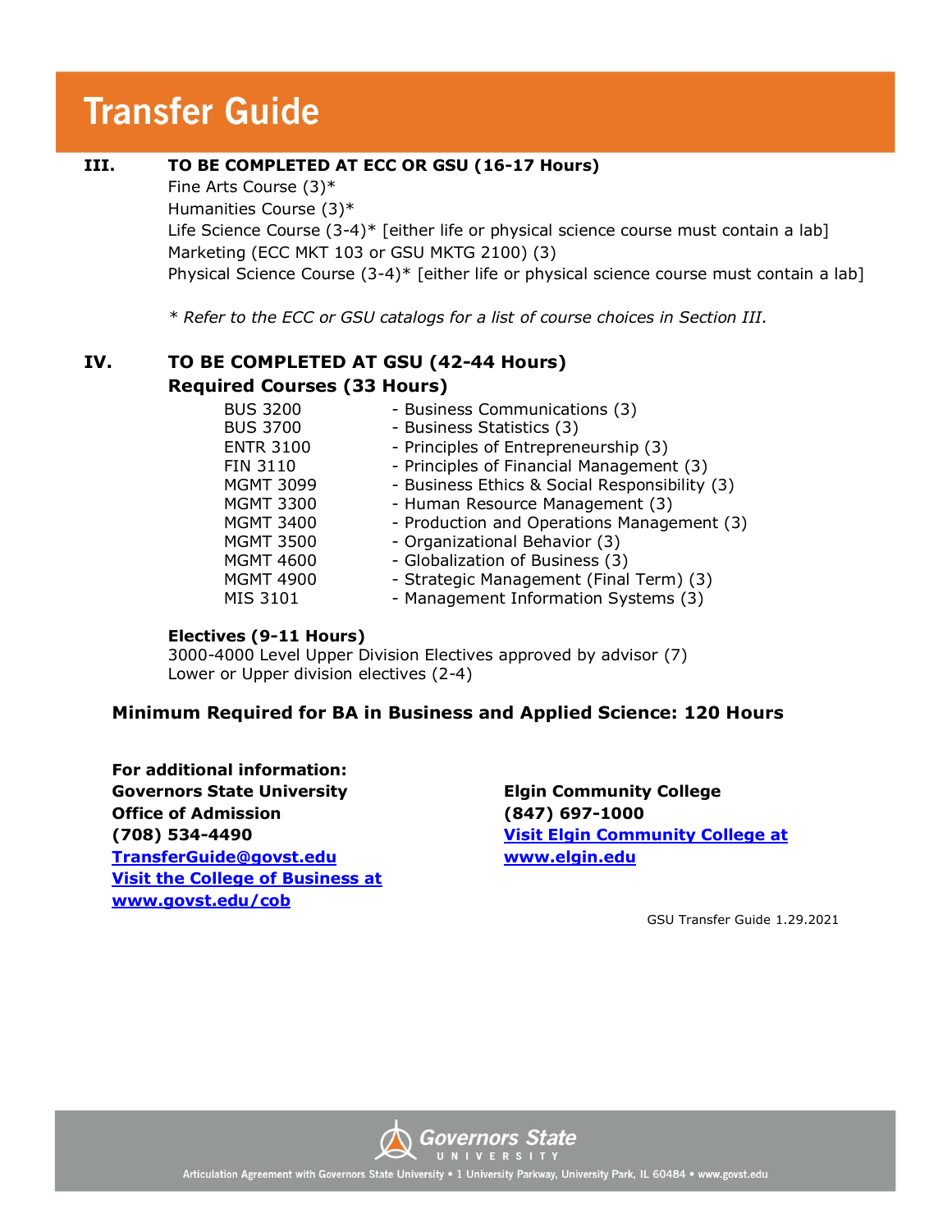# Transfer Guide

## III. TO BE COMPLETED AT ECC OR GSU (16-17 Hours)

Fine Arts Course (3)*
Humanities Course (3)*
Life Science Course (3-4)* [either life or physical science course must contain a lab]
Marketing (ECC MKT 103 or GSU MKTG 2100) (3)
Physical Science Course (3-4)* [either life or physical science course must contain a lab]

*\* Refer to the ECC or GSU catalogs for a list of course choices in Section III.*

## IV. TO BE COMPLETED AT GSU (42-44 Hours)

### Required Courses (33 Hours)

| | |
|---|---|
| BUS 3200 | - Business Communications (3) |
| BUS 3700 | - Business Statistics (3) |
| ENTR 3100 | - Principles of Entrepreneurship (3) |
| FIN 3110 | - Principles of Financial Management (3) |
| MGMT 3099 | - Business Ethics & Social Responsibility (3) |
| MGMT 3300 | - Human Resource Management (3) |
| MGMT 3400 | - Production and Operations Management (3) |
| MGMT 3500 | - Organizational Behavior (3) |
| MGMT 4600 | - Globalization of Business (3) |
| MGMT 4900 | - Strategic Management (Final Term) (3) |
| MIS 3101 | - Management Information Systems (3) |

### Electives (9-11 Hours)

3000-4000 Level Upper Division Electives approved by advisor (7)
Lower or Upper division electives (2-4)

**Minimum Required for BA in Business and Applied Science: 120 Hours**

**For additional information:**
**Governors State University**
**Office of Admission**
**(708) 534-4490**
**TransferGuide@govst.edu**
**Visit the College of Business at www.govst.edu/cob**

**Elgin Community College**
**(847) 697-1000**
**Visit Elgin Community College at www.elgin.edu**

GSU Transfer Guide 1.29.2021

Governors State University

Articulation Agreement with Governors State University • 1 University Parkway, University Park, IL 60484 • www.govst.edu